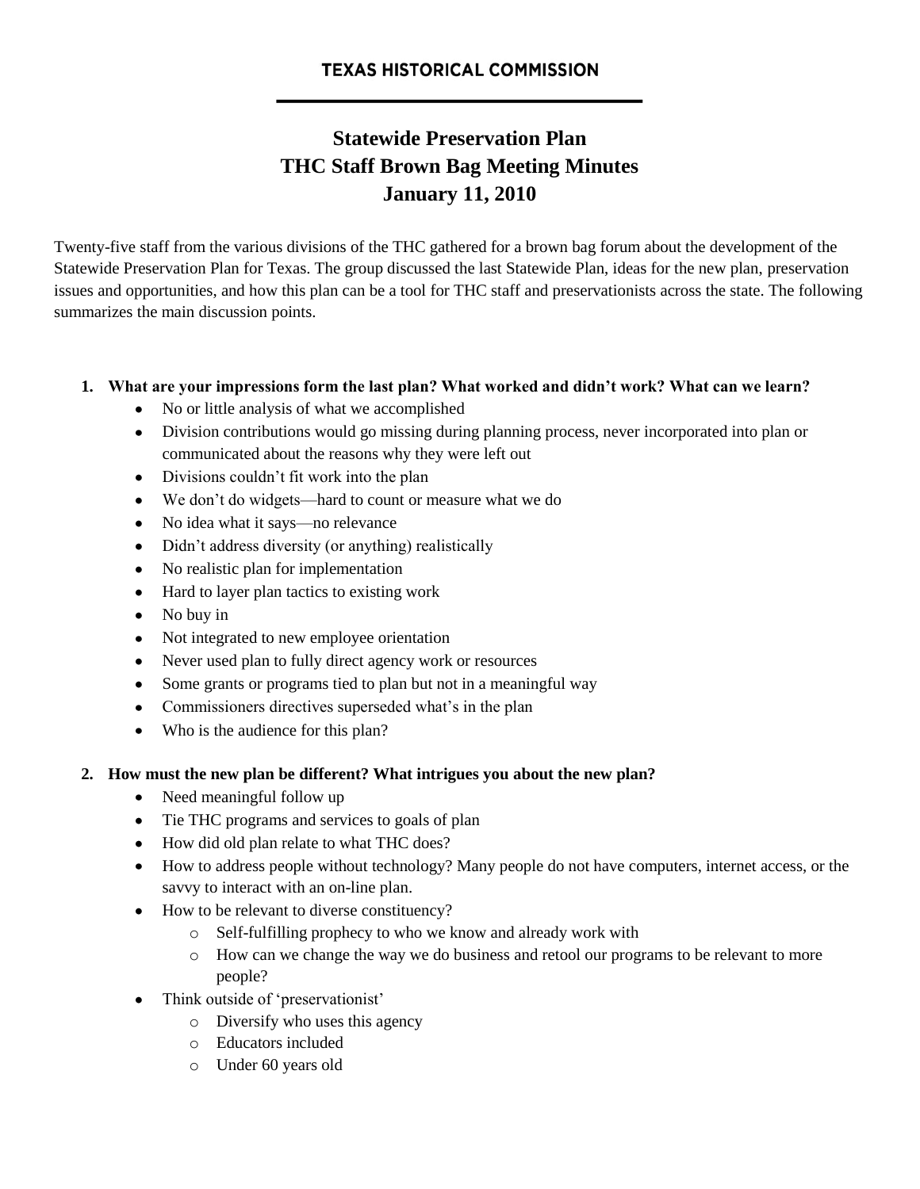**TEXAS HISTORICAL COMMISSION**

# Statewide Preservation Plan
# THC Staff Brown Bag Meeting Minutes
# January 11, 2010

Twenty-five staff from the various divisions of the THC gathered for a brown bag forum about the development of the Statewide Preservation Plan for Texas. The group discussed the last Statewide Plan, ideas for the new plan, preservation issues and opportunities, and how this plan can be a tool for THC staff and preservationists across the state. The following summarizes the main discussion points.

1. **What are your impressions form the last plan? What worked and didn't work? What can we learn?**
   - No or little analysis of what we accomplished
   - Division contributions would go missing during planning process, never incorporated into plan or communicated about the reasons why they were left out
   - Divisions couldn't fit work into the plan
   - We don't do widgets—hard to count or measure what we do
   - No idea what it says—no relevance
   - Didn't address diversity (or anything) realistically
   - No realistic plan for implementation
   - Hard to layer plan tactics to existing work
   - No buy in
   - Not integrated to new employee orientation
   - Never used plan to fully direct agency work or resources
   - Some grants or programs tied to plan but not in a meaningful way
   - Commissioners directives superseded what's in the plan
   - Who is the audience for this plan?

2. **How must the new plan be different? What intrigues you about the new plan?**
   - Need meaningful follow up
   - Tie THC programs and services to goals of plan
   - How did old plan relate to what THC does?
   - How to address people without technology? Many people do not have computers, internet access, or the savvy to interact with an on-line plan.
   - How to be relevant to diverse constituency?
     - Self-fulfilling prophecy to who we know and already work with
     - How can we change the way we do business and retool our programs to be relevant to more people?
   - Think outside of 'preservationist'
     - Diversify who uses this agency
     - Educators included
     - Under 60 years old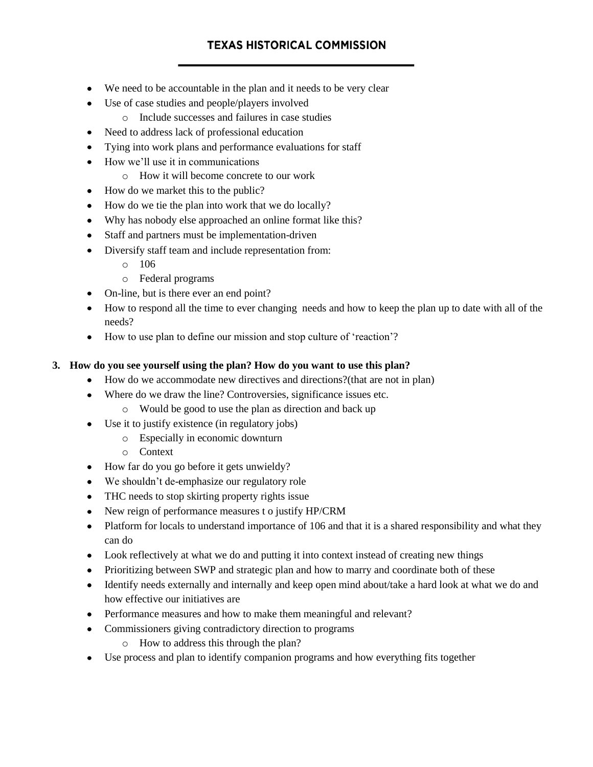- We need to be accountable in the plan and it needs to be very clear
- Use of case studies and people/players involved
  - Include successes and failures in case studies
- Need to address lack of professional education
- Tying into work plans and performance evaluations for staff
- How we'll use it in communications
  - How it will become concrete to our work
- How do we market this to the public?
- How do we tie the plan into work that we do locally?
- Why has nobody else approached an online format like this?
- Staff and partners must be implementation-driven
- Diversify staff team and include representation from:
  - 106
  - Federal programs
- On-line, but is there ever an end point?
- How to respond all the time to ever changing needs and how to keep the plan up to date with all of the needs?
- How to use plan to define our mission and stop culture of 'reaction'?

**3. How do you see yourself using the plan? How do you want to use this plan?**

- How do we accommodate new directives and directions?(that are not in plan)
- Where do we draw the line? Controversies, significance issues etc.
  - Would be good to use the plan as direction and back up
- Use it to justify existence (in regulatory jobs)
  - Especially in economic downturn
  - Context
- How far do you go before it gets unwieldy?
- We shouldn't de-emphasize our regulatory role
- THC needs to stop skirting property rights issue
- New reign of performance measures t o justify HP/CRM
- Platform for locals to understand importance of 106 and that it is a shared responsibility and what they can do
- Look reflectively at what we do and putting it into context instead of creating new things
- Prioritizing between SWP and strategic plan and how to marry and coordinate both of these
- Identify needs externally and internally and keep open mind about/take a hard look at what we do and how effective our initiatives are
- Performance measures and how to make them meaningful and relevant?
- Commissioners giving contradictory direction to programs
  - How to address this through the plan?
- Use process and plan to identify companion programs and how everything fits together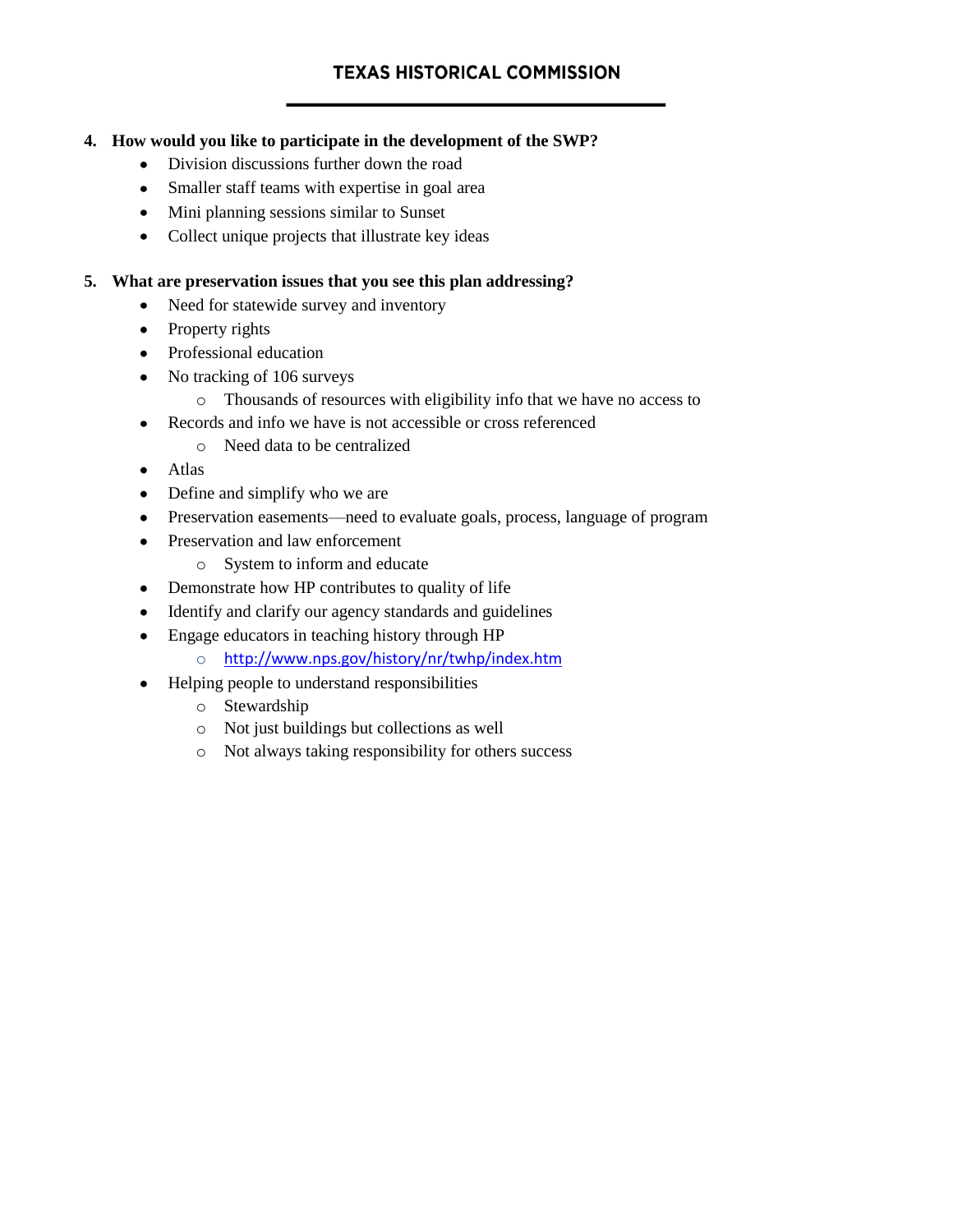4. **How would you like to participate in the development of the SWP?**
   - Division discussions further down the road
   - Smaller staff teams with expertise in goal area
   - Mini planning sessions similar to Sunset
   - Collect unique projects that illustrate key ideas

5. **What are preservation issues that you see this plan addressing?**
   - Need for statewide survey and inventory
   - Property rights
   - Professional education
   - No tracking of 106 surveys
     - Thousands of resources with eligibility info that we have no access to
   - Records and info we have is not accessible or cross referenced
     - Need data to be centralized
   - Atlas
   - Define and simplify who we are
   - Preservation easements—need to evaluate goals, process, language of program
   - Preservation and law enforcement
     - System to inform and educate
   - Demonstrate how HP contributes to quality of life
   - Identify and clarify our agency standards and guidelines
   - Engage educators in teaching history through HP
     - http://www.nps.gov/history/nr/twhp/index.htm
   - Helping people to understand responsibilities
     - Stewardship
     - Not just buildings but collections as well
     - Not always taking responsibility for others success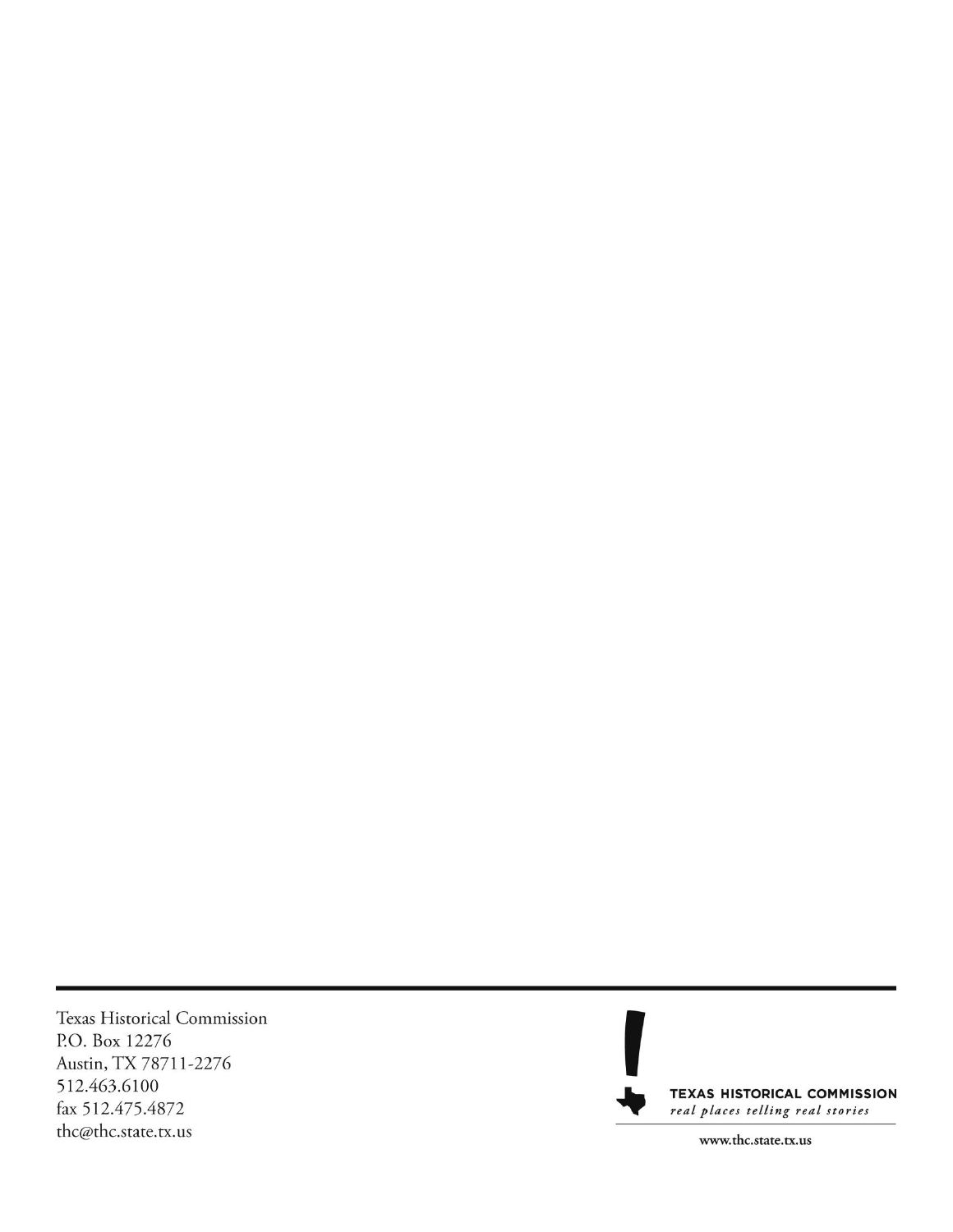Texas Historical Commission
P.O. Box 12276
Austin, TX 78711-2276
512.463.6100
fax 512.475.4872
thc@thc.state.tx.us

TEXAS HISTORICAL COMMISSION
*real places telling real stories*

www.thc.state.tx.us